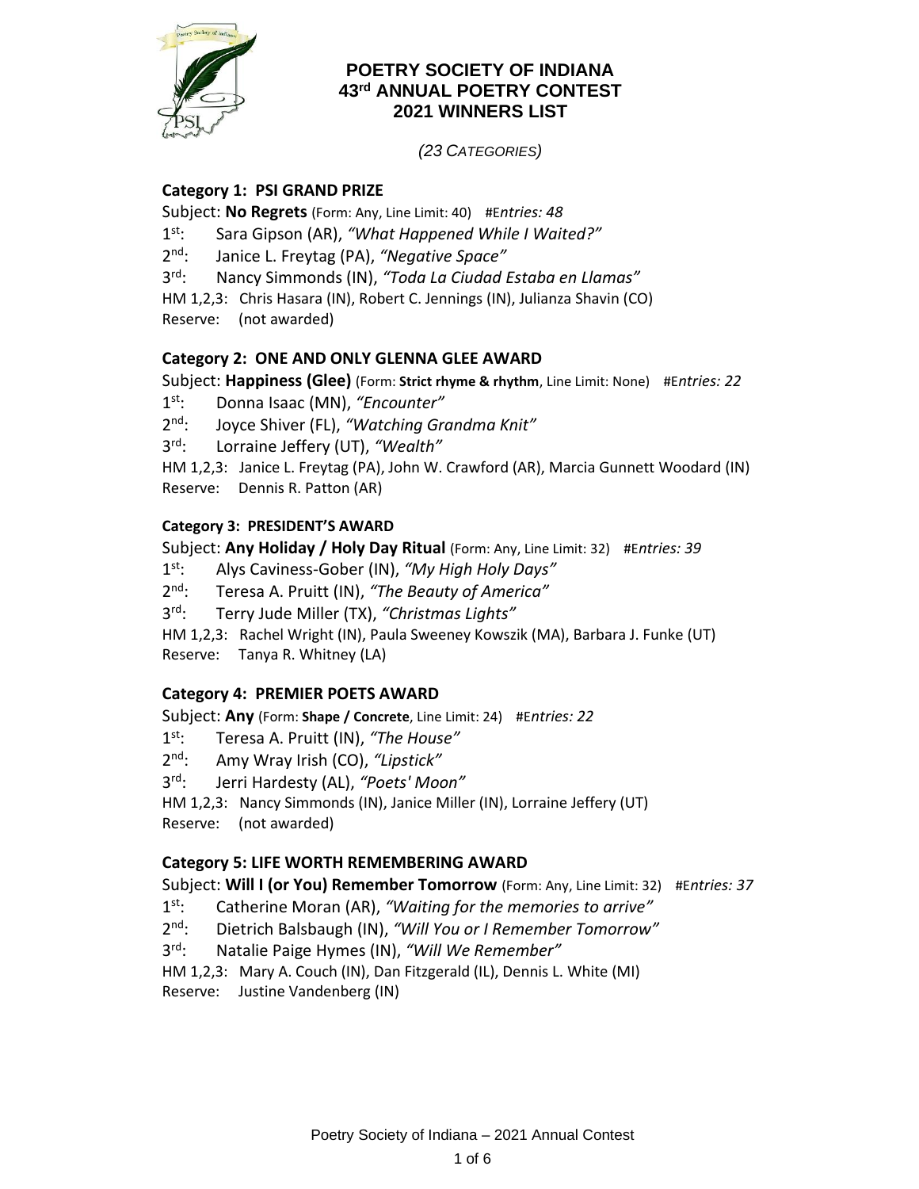# POETRY SOCIETY OF INDIANA
## 43rd ANNUAL POETRY CONTEST
## 2021 WINNERS LIST

*(23 CATEGORIES)*

### Category 1: PSI GRAND PRIZE

Subject: **No Regrets** (Form: Any, Line Limit: 40) #*Entries: 48*

1st: Sara Gipson (AR), *"What Happened While I Waited?"*
2nd: Janice L. Freytag (PA), *"Negative Space"*
3rd: Nancy Simmonds (IN), *"Toda La Ciudad Estaba en Llamas"*
HM 1,2,3: Chris Hasara (IN), Robert C. Jennings (IN), Julianza Shavin (CO)
Reserve: (not awarded)

### Category 2: ONE AND ONLY GLENNA GLEE AWARD

Subject: **Happiness (Glee)** (Form: **Strict rhyme & rhythm**, Line Limit: None) #*Entries: 22*

1st: Donna Isaac (MN), *"Encounter"*
2nd: Joyce Shiver (FL), *"Watching Grandma Knit"*
3rd: Lorraine Jeffery (UT), *"Wealth"*
HM 1,2,3: Janice L. Freytag (PA), John W. Crawford (AR), Marcia Gunnett Woodard (IN)
Reserve: Dennis R. Patton (AR)

### Category 3: PRESIDENT'S AWARD

Subject: **Any Holiday / Holy Day Ritual** (Form: Any, Line Limit: 32) #*Entries: 39*

1st: Alys Caviness-Gober (IN), *"My High Holy Days"*
2nd: Teresa A. Pruitt (IN), *"The Beauty of America"*
3rd: Terry Jude Miller (TX), *"Christmas Lights"*
HM 1,2,3: Rachel Wright (IN), Paula Sweeney Kowszik (MA), Barbara J. Funke (UT)
Reserve: Tanya R. Whitney (LA)

### Category 4: PREMIER POETS AWARD

Subject: **Any** (Form: **Shape / Concrete**, Line Limit: 24) #*Entries: 22*

1st: Teresa A. Pruitt (IN), *"The House"*
2nd: Amy Wray Irish (CO), *"Lipstick"*
3rd: Jerri Hardesty (AL), *"Poets' Moon"*
HM 1,2,3: Nancy Simmonds (IN), Janice Miller (IN), Lorraine Jeffery (UT)
Reserve: (not awarded)

### Category 5: LIFE WORTH REMEMBERING AWARD

Subject: **Will I (or You) Remember Tomorrow** (Form: Any, Line Limit: 32) #*Entries: 37*

1st: Catherine Moran (AR), *"Waiting for the memories to arrive"*
2nd: Dietrich Balsbaugh (IN), *"Will You or I Remember Tomorrow"*
3rd: Natalie Paige Hymes (IN), *"Will We Remember"*
HM 1,2,3: Mary A. Couch (IN), Dan Fitzgerald (IL), Dennis L. White (MI)
Reserve: Justine Vandenberg (IN)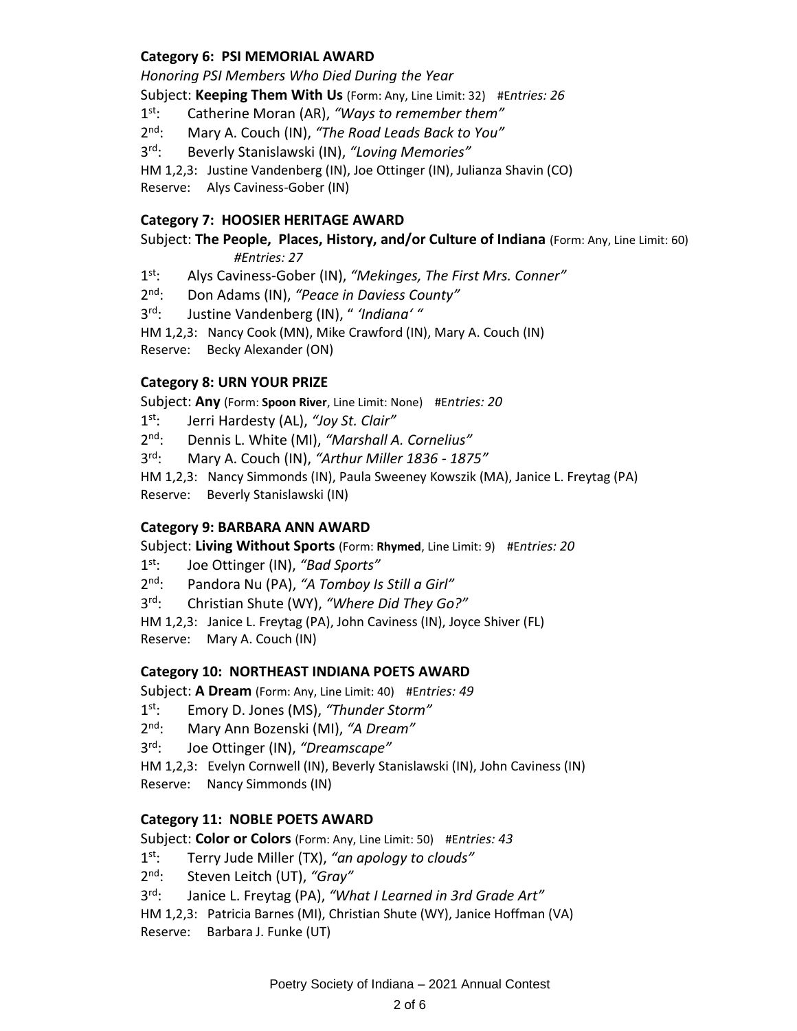### Category 6: PSI MEMORIAL AWARD

*Honoring PSI Members Who Died During the Year*

Subject: **Keeping Them With Us** (Form: Any, Line Limit: 32) #E*ntries: 26*

1st: Catherine Moran (AR), *"Ways to remember them"*

2nd: Mary A. Couch (IN), *"The Road Leads Back to You"*

3rd: Beverly Stanislawski (IN), *"Loving Memories"*

HM 1,2,3: Justine Vandenberg (IN), Joe Ottinger (IN), Julianza Shavin (CO)

Reserve: Alys Caviness-Gober (IN)

### Category 7: HOOSIER HERITAGE AWARD

Subject: **The People, Places, History, and/or Culture of Indiana** (Form: Any, Line Limit: 60) *#Entries: 27*

1st: Alys Caviness-Gober (IN), *"Mekinges, The First Mrs. Conner"*

2nd: Don Adams (IN), *"Peace in Daviess County"*

3rd: Justine Vandenberg (IN), " *'Indiana'* "

HM 1,2,3: Nancy Cook (MN), Mike Crawford (IN), Mary A. Couch (IN)

Reserve: Becky Alexander (ON)

### Category 8: URN YOUR PRIZE

Subject: **Any** (Form: **Spoon River**, Line Limit: None) #E*ntries: 20*

1st: Jerri Hardesty (AL), *"Joy St. Clair"*

2nd: Dennis L. White (MI), *"Marshall A. Cornelius"*

3rd: Mary A. Couch (IN), *"Arthur Miller 1836 - 1875"*

HM 1,2,3: Nancy Simmonds (IN), Paula Sweeney Kowszik (MA), Janice L. Freytag (PA)

Reserve: Beverly Stanislawski (IN)

### Category 9: BARBARA ANN AWARD

Subject: **Living Without Sports** (Form: **Rhymed**, Line Limit: 9) #E*ntries: 20*

1st: Joe Ottinger (IN), *"Bad Sports"*

2nd: Pandora Nu (PA), *"A Tomboy Is Still a Girl"*

3rd: Christian Shute (WY), *"Where Did They Go?"*

HM 1,2,3: Janice L. Freytag (PA), John Caviness (IN), Joyce Shiver (FL)

Reserve: Mary A. Couch (IN)

### Category 10: NORTHEAST INDIANA POETS AWARD

Subject: **A Dream** (Form: Any, Line Limit: 40) #E*ntries: 49*

1st: Emory D. Jones (MS), *"Thunder Storm"*

2nd: Mary Ann Bozenski (MI), *"A Dream"*

3rd: Joe Ottinger (IN), *"Dreamscape"*

HM 1,2,3: Evelyn Cornwell (IN), Beverly Stanislawski (IN), John Caviness (IN)

Reserve: Nancy Simmonds (IN)

### Category 11: NOBLE POETS AWARD

Subject: **Color or Colors** (Form: Any, Line Limit: 50) #E*ntries: 43*

1st: Terry Jude Miller (TX), *"an apology to clouds"*

2nd: Steven Leitch (UT), *"Gray"*

3rd: Janice L. Freytag (PA), *"What I Learned in 3rd Grade Art"*

HM 1,2,3: Patricia Barnes (MI), Christian Shute (WY), Janice Hoffman (VA)

Reserve: Barbara J. Funke (UT)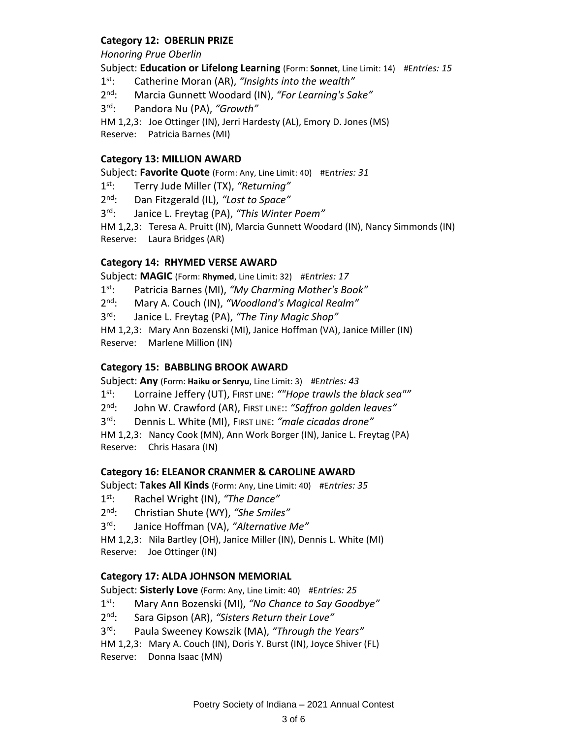### Category 12: OBERLIN PRIZE

*Honoring Prue Oberlin*

Subject: **Education or Lifelong Learning** (Form: **Sonnet**, Line Limit: 14) #E*ntries: 15*

1st: Catherine Moran (AR), *"Insights into the wealth"*

2nd: Marcia Gunnett Woodard (IN), *"For Learning's Sake"*

3rd: Pandora Nu (PA), *"Growth"*

HM 1,2,3: Joe Ottinger (IN), Jerri Hardesty (AL), Emory D. Jones (MS)

Reserve: Patricia Barnes (MI)

### Category 13: MILLION AWARD

Subject: **Favorite Quote** (Form: Any, Line Limit: 40) #E*ntries: 31*

1st: Terry Jude Miller (TX), *"Returning"*

2nd: Dan Fitzgerald (IL), *"Lost to Space"*

3rd: Janice L. Freytag (PA), *"This Winter Poem"*

HM 1,2,3: Teresa A. Pruitt (IN), Marcia Gunnett Woodard (IN), Nancy Simmonds (IN)

Reserve: Laura Bridges (AR)

### Category 14: RHYMED VERSE AWARD

Subject: **MAGIC** (Form: **Rhymed**, Line Limit: 32) #E*ntries: 17*

1st: Patricia Barnes (MI), *"My Charming Mother's Book"*

2nd: Mary A. Couch (IN), *"Woodland's Magical Realm"*

3rd: Janice L. Freytag (PA), *"The Tiny Magic Shop"*

HM 1,2,3: Mary Ann Bozenski (MI), Janice Hoffman (VA), Janice Miller (IN)

Reserve: Marlene Million (IN)

### Category 15: BABBLING BROOK AWARD

Subject: **Any** (Form: **Haiku or Senryu**, Line Limit: 3) #E*ntries: 43*

1st: Lorraine Jeffery (UT), First line: *""Hope trawls the black sea""*

2nd: John W. Crawford (AR), First line:: *"Saffron golden leaves"*

3rd: Dennis L. White (MI), First line: *"male cicadas drone"*

HM 1,2,3: Nancy Cook (MN), Ann Work Borger (IN), Janice L. Freytag (PA)

Reserve: Chris Hasara (IN)

### Category 16: ELEANOR CRANMER & CAROLINE AWARD

Subject: **Takes All Kinds** (Form: Any, Line Limit: 40) #E*ntries: 35*

1st: Rachel Wright (IN), *"The Dance"*

2nd: Christian Shute (WY), *"She Smiles"*

3rd: Janice Hoffman (VA), *"Alternative Me"*

HM 1,2,3: Nila Bartley (OH), Janice Miller (IN), Dennis L. White (MI)

Reserve: Joe Ottinger (IN)

### Category 17: ALDA JOHNSON MEMORIAL

Subject: **Sisterly Love** (Form: Any, Line Limit: 40) #E*ntries: 25*

1st: Mary Ann Bozenski (MI), *"No Chance to Say Goodbye"*

2nd: Sara Gipson (AR), *"Sisters Return their Love"*

3rd: Paula Sweeney Kowszik (MA), *"Through the Years"*

HM 1,2,3: Mary A. Couch (IN), Doris Y. Burst (IN), Joyce Shiver (FL)

Reserve: Donna Isaac (MN)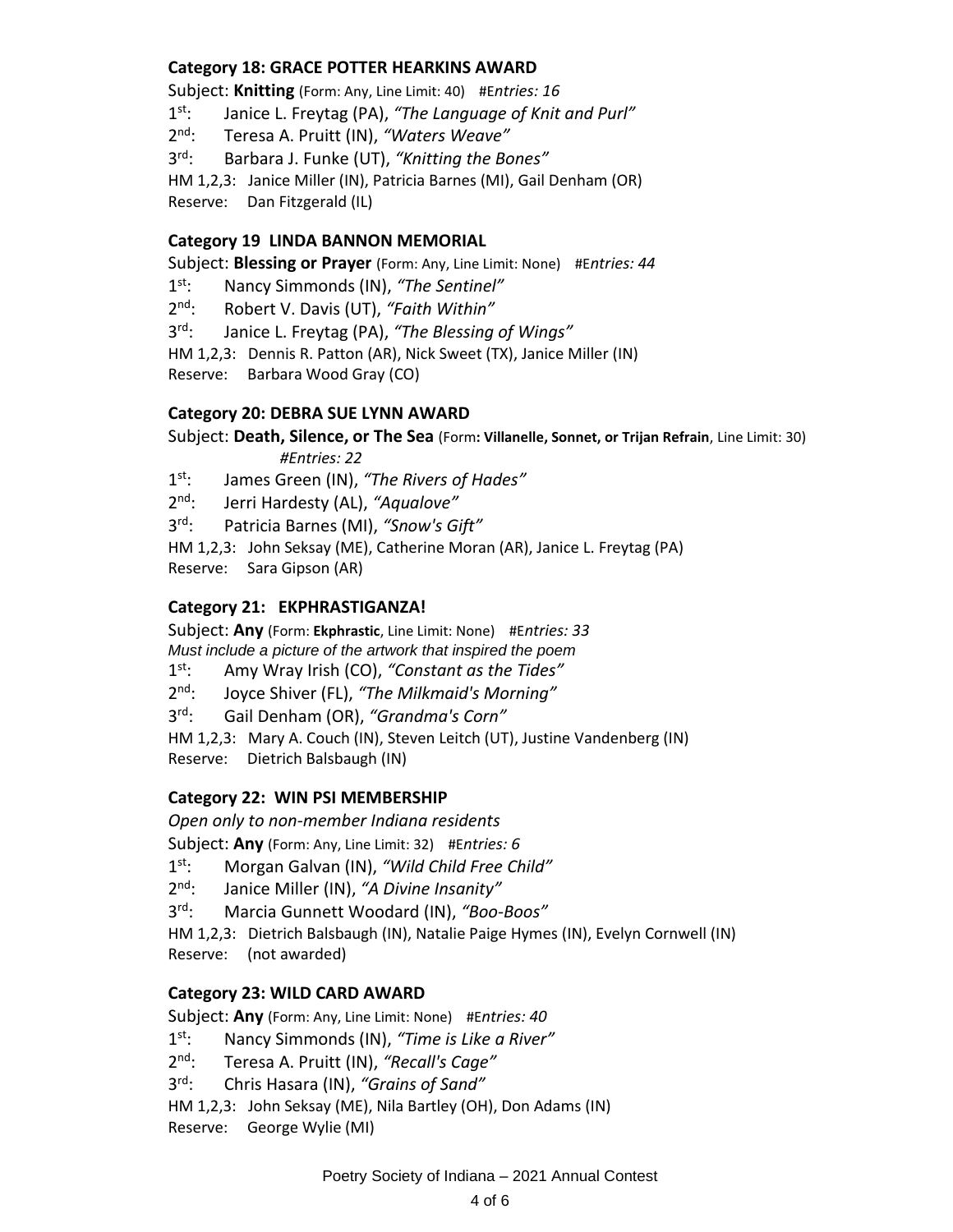### Category 18: GRACE POTTER HEARKINS AWARD

Subject: **Knitting** (Form: Any, Line Limit: 40) #*Entries: 16*

1st: Janice L. Freytag (PA), *"The Language of Knit and Purl"*

2nd: Teresa A. Pruitt (IN), *"Waters Weave"*

3rd: Barbara J. Funke (UT), *"Knitting the Bones"*

HM 1,2,3: Janice Miller (IN), Patricia Barnes (MI), Gail Denham (OR)

Reserve: Dan Fitzgerald (IL)

### Category 19 LINDA BANNON MEMORIAL

Subject: **Blessing or Prayer** (Form: Any, Line Limit: None) #*Entries: 44*

1st: Nancy Simmonds (IN), *"The Sentinel"*

2nd: Robert V. Davis (UT), *"Faith Within"*

3rd: Janice L. Freytag (PA), *"The Blessing of Wings"*

HM 1,2,3: Dennis R. Patton (AR), Nick Sweet (TX), Janice Miller (IN)

Reserve: Barbara Wood Gray (CO)

### Category 20: DEBRA SUE LYNN AWARD

Subject: **Death, Silence, or The Sea** (Form**: Villanelle, Sonnet, or Trijan Refrain**, Line Limit: 30) *#Entries: 22*

1st: James Green (IN), *"The Rivers of Hades"*

2nd: Jerri Hardesty (AL), *"Aqualove"*

3rd: Patricia Barnes (MI), *"Snow's Gift"*

HM 1,2,3: John Seksay (ME), Catherine Moran (AR), Janice L. Freytag (PA)

Reserve: Sara Gipson (AR)

### Category 21: EKPHRASTIGANZA!

Subject: **Any** (Form: **Ekphrastic**, Line Limit: None) #*Entries: 33*

*Must include a picture of the artwork that inspired the poem*

1st: Amy Wray Irish (CO), *"Constant as the Tides"*

2nd: Joyce Shiver (FL), *"The Milkmaid's Morning"*

3rd: Gail Denham (OR), *"Grandma's Corn"*

HM 1,2,3: Mary A. Couch (IN), Steven Leitch (UT), Justine Vandenberg (IN)

Reserve: Dietrich Balsbaugh (IN)

### Category 22: WIN PSI MEMBERSHIP

*Open only to non-member Indiana residents*

Subject: **Any** (Form: Any, Line Limit: 32) #*Entries: 6*

1st: Morgan Galvan (IN), *"Wild Child Free Child"*

2nd: Janice Miller (IN), *"A Divine Insanity"*

3rd: Marcia Gunnett Woodard (IN), *"Boo-Boos"*

HM 1,2,3: Dietrich Balsbaugh (IN), Natalie Paige Hymes (IN), Evelyn Cornwell (IN)

Reserve: (not awarded)

### Category 23: WILD CARD AWARD

Subject: **Any** (Form: Any, Line Limit: None) #*Entries: 40*

1st: Nancy Simmonds (IN), *"Time is Like a River"*

2nd: Teresa A. Pruitt (IN), *"Recall's Cage"*

3rd: Chris Hasara (IN), *"Grains of Sand"*

HM 1,2,3: John Seksay (ME), Nila Bartley (OH), Don Adams (IN)

Reserve: George Wylie (MI)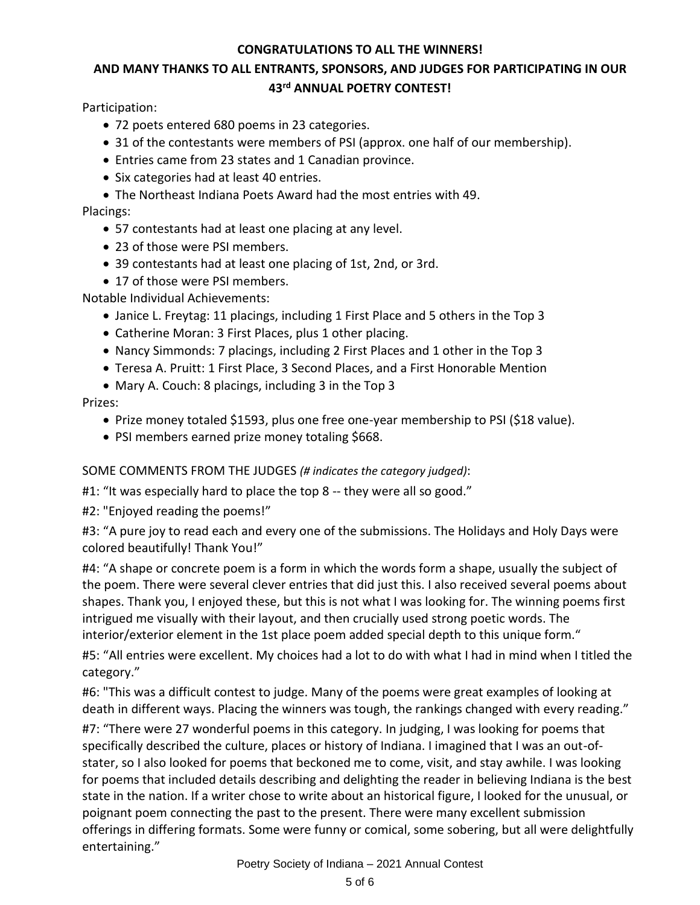**CONGRATULATIONS TO ALL THE WINNERS!**

**AND MANY THANKS TO ALL ENTRANTS, SPONSORS, AND JUDGES FOR PARTICIPATING IN OUR 43rd ANNUAL POETRY CONTEST!**

Participation:

- 72 poets entered 680 poems in 23 categories.
- 31 of the contestants were members of PSI (approx. one half of our membership).
- Entries came from 23 states and 1 Canadian province.
- Six categories had at least 40 entries.
- The Northeast Indiana Poets Award had the most entries with 49.

Placings:

- 57 contestants had at least one placing at any level.
- 23 of those were PSI members.
- 39 contestants had at least one placing of 1st, 2nd, or 3rd.
- 17 of those were PSI members.

Notable Individual Achievements:

- Janice L. Freytag: 11 placings, including 1 First Place and 5 others in the Top 3
- Catherine Moran: 3 First Places, plus 1 other placing.
- Nancy Simmonds: 7 placings, including 2 First Places and 1 other in the Top 3
- Teresa A. Pruitt: 1 First Place, 3 Second Places, and a First Honorable Mention
- Mary A. Couch: 8 placings, including 3 in the Top 3

Prizes:

- Prize money totaled $1593, plus one free one-year membership to PSI ($18 value).
- PSI members earned prize money totaling $668.

SOME COMMENTS FROM THE JUDGES *(# indicates the category judged)*:

#1: "It was especially hard to place the top 8 -- they were all so good."

#2: "Enjoyed reading the poems!"

#3: "A pure joy to read each and every one of the submissions. The Holidays and Holy Days were colored beautifully! Thank You!"

#4: "A shape or concrete poem is a form in which the words form a shape, usually the subject of the poem. There were several clever entries that did just this. I also received several poems about shapes. Thank you, I enjoyed these, but this is not what I was looking for. The winning poems first intrigued me visually with their layout, and then crucially used strong poetic words. The interior/exterior element in the 1st place poem added special depth to this unique form."

#5: "All entries were excellent. My choices had a lot to do with what I had in mind when I titled the category."

#6: "This was a difficult contest to judge. Many of the poems were great examples of looking at death in different ways. Placing the winners was tough, the rankings changed with every reading."

#7: "There were 27 wonderful poems in this category. In judging, I was looking for poems that specifically described the culture, places or history of Indiana. I imagined that I was an out-of-stater, so I also looked for poems that beckoned me to come, visit, and stay awhile. I was looking for poems that included details describing and delighting the reader in believing Indiana is the best state in the nation. If a writer chose to write about an historical figure, I looked for the unusual, or poignant poem connecting the past to the present. There were many excellent submission offerings in differing formats. Some were funny or comical, some sobering, but all were delightfully entertaining."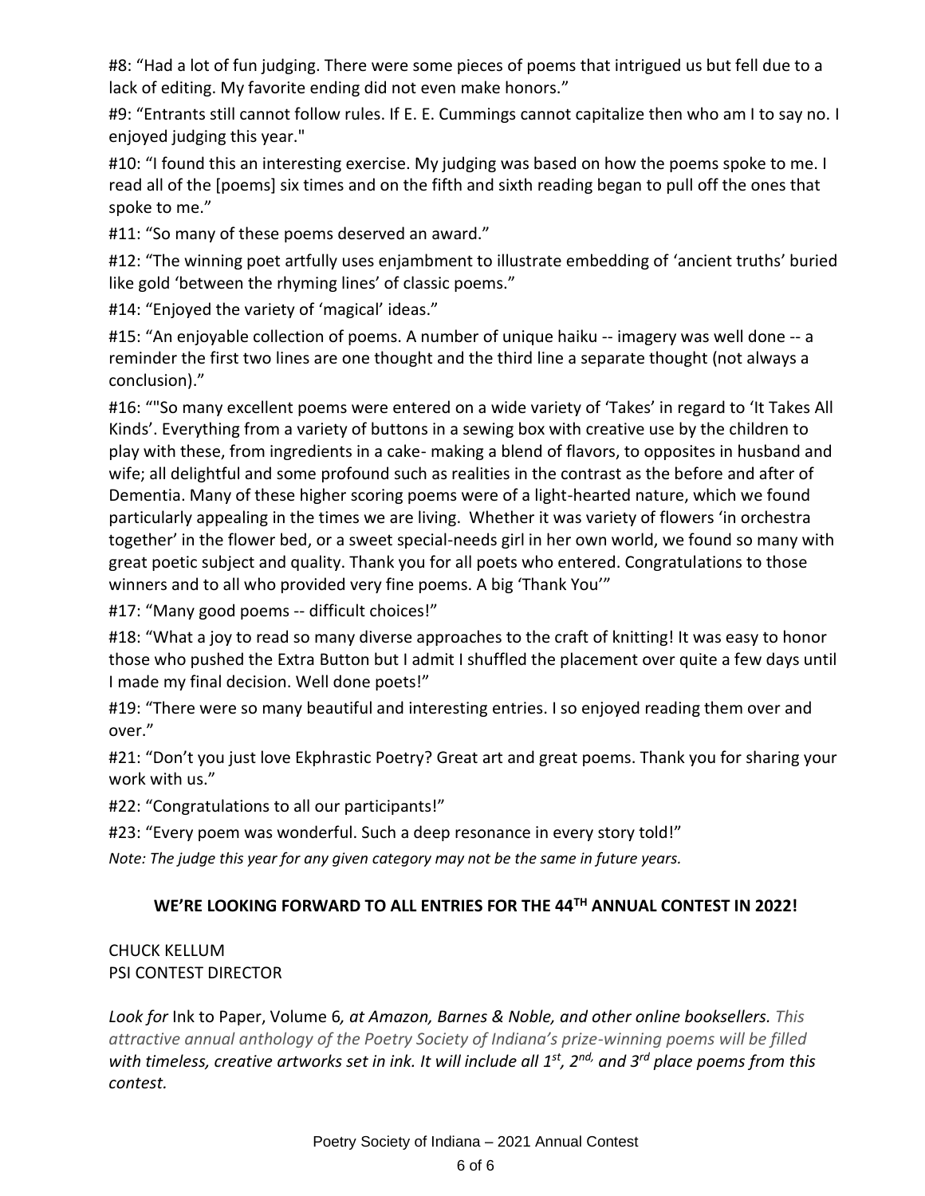#8: "Had a lot of fun judging. There were some pieces of poems that intrigued us but fell due to a lack of editing. My favorite ending did not even make honors."

#9: "Entrants still cannot follow rules. If E. E. Cummings cannot capitalize then who am I to say no. I enjoyed judging this year."

#10: "I found this an interesting exercise. My judging was based on how the poems spoke to me. I read all of the [poems] six times and on the fifth and sixth reading began to pull off the ones that spoke to me."

#11: "So many of these poems deserved an award."

#12: "The winning poet artfully uses enjambment to illustrate embedding of 'ancient truths' buried like gold 'between the rhyming lines' of classic poems."

#14: "Enjoyed the variety of 'magical' ideas."

#15: "An enjoyable collection of poems. A number of unique haiku -- imagery was well done -- a reminder the first two lines are one thought and the third line a separate thought (not always a conclusion)."

#16: ""So many excellent poems were entered on a wide variety of 'Takes' in regard to 'It Takes All Kinds'. Everything from a variety of buttons in a sewing box with creative use by the children to play with these, from ingredients in a cake- making a blend of flavors, to opposites in husband and wife; all delightful and some profound such as realities in the contrast as the before and after of Dementia. Many of these higher scoring poems were of a light-hearted nature, which we found particularly appealing in the times we are living. Whether it was variety of flowers 'in orchestra together' in the flower bed, or a sweet special-needs girl in her own world, we found so many with great poetic subject and quality. Thank you for all poets who entered. Congratulations to those winners and to all who provided very fine poems. A big 'Thank You'"

#17: "Many good poems -- difficult choices!"

#18: "What a joy to read so many diverse approaches to the craft of knitting! It was easy to honor those who pushed the Extra Button but I admit I shuffled the placement over quite a few days until I made my final decision. Well done poets!"

#19: "There were so many beautiful and interesting entries. I so enjoyed reading them over and over."

#21: "Don't you just love Ekphrastic Poetry? Great art and great poems. Thank you for sharing your work with us."

#22: "Congratulations to all our participants!"

#23: "Every poem was wonderful. Such a deep resonance in every story told!"

*Note: The judge this year for any given category may not be the same in future years.*

**WE'RE LOOKING FORWARD TO ALL ENTRIES FOR THE 44TH ANNUAL CONTEST IN 2022!**

CHUCK KELLUM
PSI CONTEST DIRECTOR

*Look for* Ink to Paper, Volume 6*, at Amazon, Barnes & Noble, and other online booksellers. This attractive annual anthology of the Poetry Society of Indiana's prize-winning poems will be filled with timeless, creative artworks set in ink. It will include all 1st, 2nd, and 3rd place poems from this contest.*